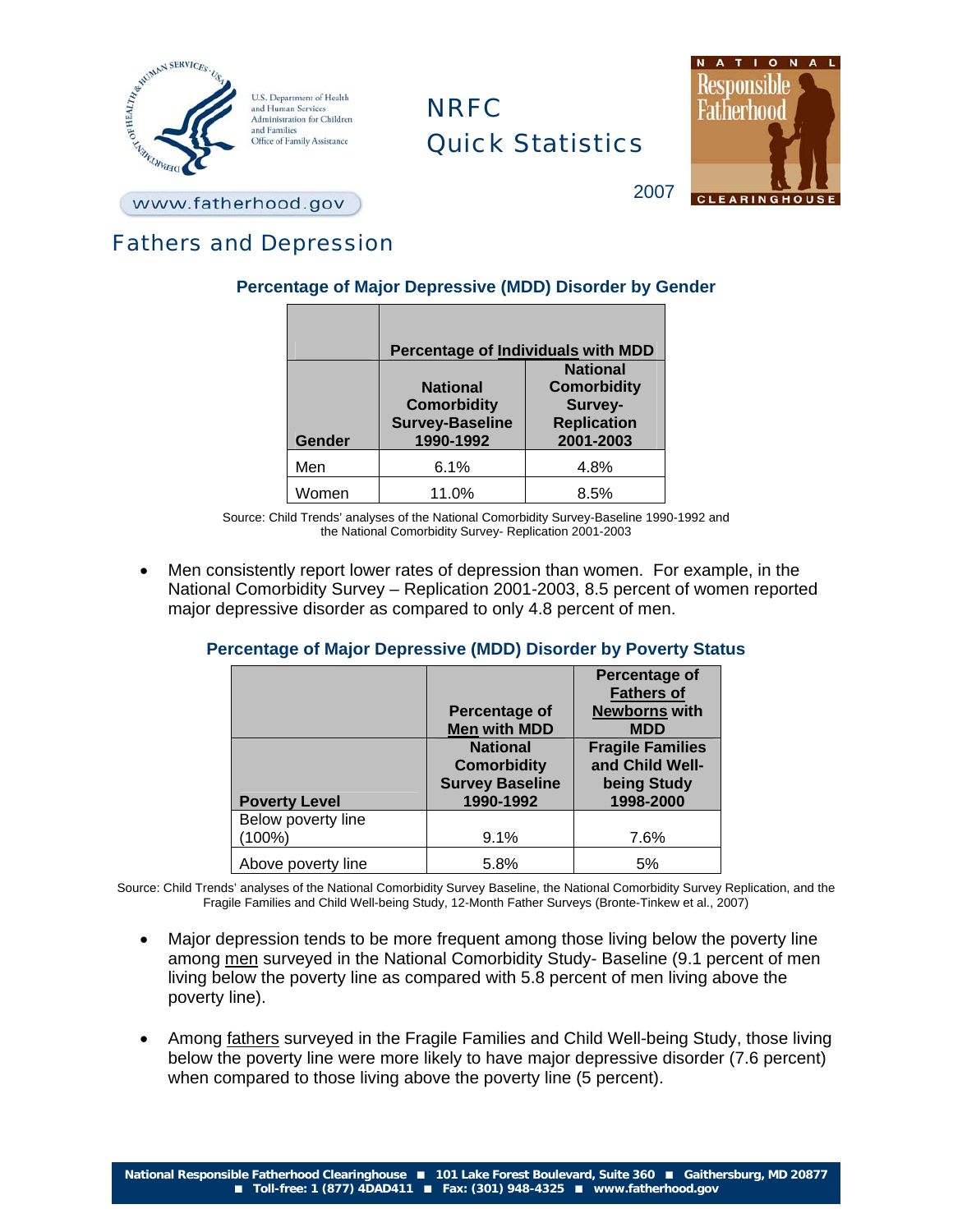U.S. Department of Health and Human Services
Administration for Children and Families
Office of Family Assistance

www.fatherhood.gov

# NRFC Quick Statistics

2007

NATIONAL Responsible Fatherhood CLEARINGHOUSE

## Fathers and Depression

### Percentage of Major Depressive (MDD) Disorder by Gender

| | Percentage of Individuals with MDD | |
|---|---|---|
| **Gender** | **National Comorbidity Survey-Baseline 1990-1992** | **National Comorbidity Survey-Replication 2001-2003** |
| Men | 6.1% | 4.8% |
| Women | 11.0% | 8.5% |

Source: Child Trends' analyses of the National Comorbidity Survey-Baseline 1990-1992 and the National Comorbidity Survey- Replication 2001-2003

- Men consistently report lower rates of depression than women. For example, in the National Comorbidity Survey – Replication 2001-2003, 8.5 percent of women reported major depressive disorder as compared to only 4.8 percent of men.

### Percentage of Major Depressive (MDD) Disorder by Poverty Status

| | Percentage of Men with MDD | Percentage of Fathers of Newborns with MDD |
|---|---|---|
| **Poverty Level** | **National Comorbidity Survey Baseline 1990-1992** | **Fragile Families and Child Well-being Study 1998-2000** |
| Below poverty line (100%) | 9.1% | 7.6% |
| Above poverty line | 5.8% | 5% |

Source: Child Trends' analyses of the National Comorbidity Survey Baseline, the National Comorbidity Survey Replication, and the Fragile Families and Child Well-being Study, 12-Month Father Surveys (Bronte-Tinkew et al., 2007)

- Major depression tends to be more frequent among those living below the poverty line among men surveyed in the National Comorbidity Study- Baseline (9.1 percent of men living below the poverty line as compared with 5.8 percent of men living above the poverty line).

- Among fathers surveyed in the Fragile Families and Child Well-being Study, those living below the poverty line were more likely to have major depressive disorder (7.6 percent) when compared to those living above the poverty line (5 percent).

**National Responsible Fatherhood Clearinghouse ■ 101 Lake Forest Boulevard, Suite 360 ■ Gaithersburg, MD 20877 ■ Toll-free: 1 (877) 4DAD411 ■ Fax: (301) 948-4325 ■ www.fatherhood.gov**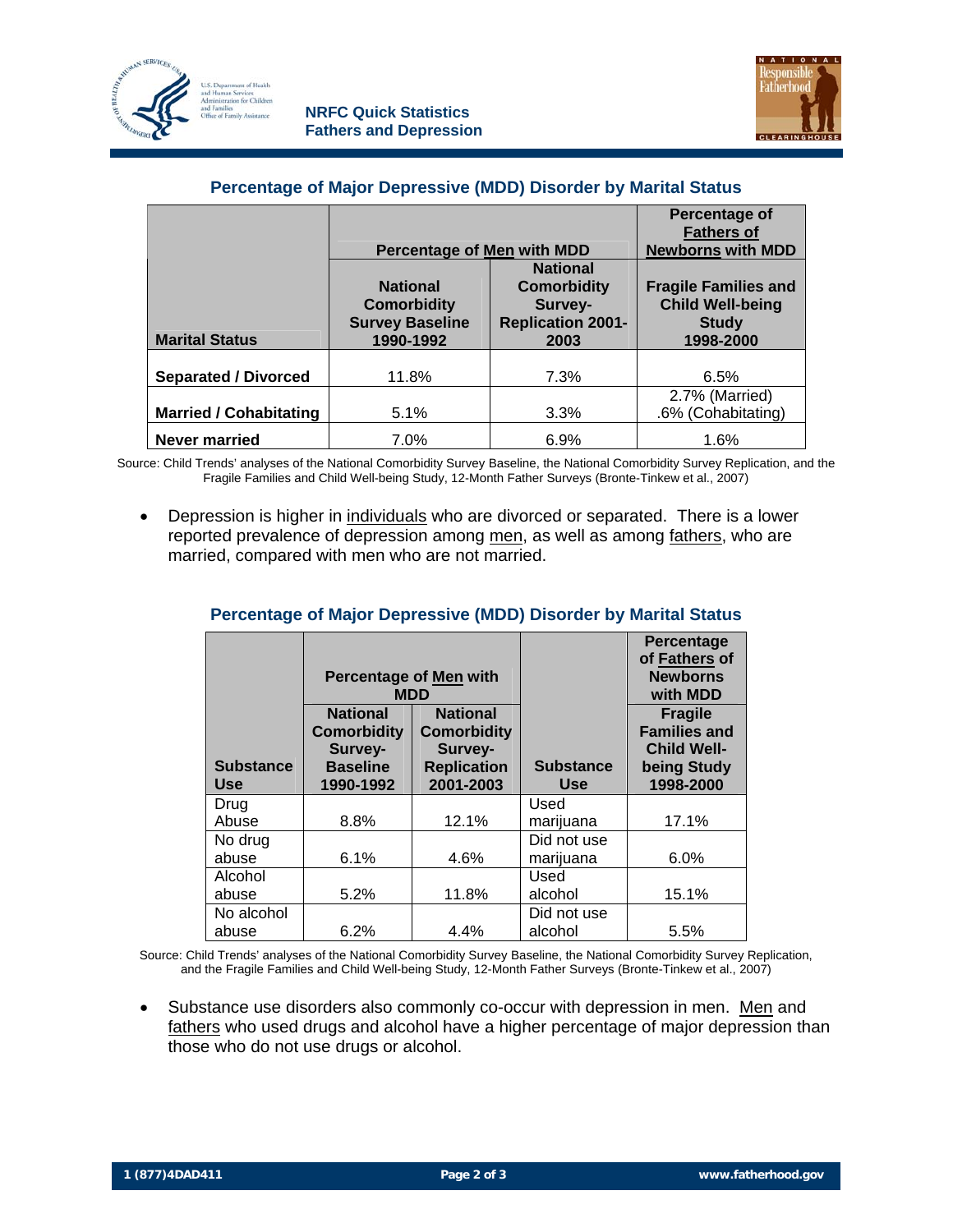## Percentage of Major Depressive (MDD) Disorder by Marital Status

| Marital Status | Percentage of Men with MDD | | Percentage of Fathers of Newborns with MDD |
|---|---|---|---|
| | National Comorbidity Survey Baseline 1990-1992 | National Comorbidity Survey-Replication 2001-2003 | Fragile Families and Child Well-being Study 1998-2000 |
| Separated / Divorced | 11.8% | 7.3% | 6.5% |
| Married / Cohabitating | 5.1% | 3.3% | 2.7% (Married) .6% (Cohabitating) |
| Never married | 7.0% | 6.9% | 1.6% |

Source: Child Trends' analyses of the National Comorbidity Survey Baseline, the National Comorbidity Survey Replication, and the Fragile Families and Child Well-being Study, 12-Month Father Surveys (Bronte-Tinkew et al., 2007)

- Depression is higher in individuals who are divorced or separated. There is a lower reported prevalence of depression among men, as well as among fathers, who are married, compared with men who are not married.

## Percentage of Major Depressive (MDD) Disorder by Marital Status

| Substance Use | Percentage of Men with MDD | | Substance Use | Percentage of Fathers of Newborns with MDD |
|---|---|---|---|---|
| | National Comorbidity Survey-Baseline 1990-1992 | National Comorbidity Survey-Replication 2001-2003 | | Fragile Families and Child Well-being Study 1998-2000 |
| Drug Abuse | 8.8% | 12.1% | Used marijuana | 17.1% |
| No drug abuse | 6.1% | 4.6% | Did not use marijuana | 6.0% |
| Alcohol abuse | 5.2% | 11.8% | Used alcohol | 15.1% |
| No alcohol abuse | 6.2% | 4.4% | Did not use alcohol | 5.5% |

Source: Child Trends' analyses of the National Comorbidity Survey Baseline, the National Comorbidity Survey Replication, and the Fragile Families and Child Well-being Study, 12-Month Father Surveys (Bronte-Tinkew et al., 2007)

- Substance use disorders also commonly co-occur with depression in men. Men and fathers who used drugs and alcohol have a higher percentage of major depression than those who do not use drugs or alcohol.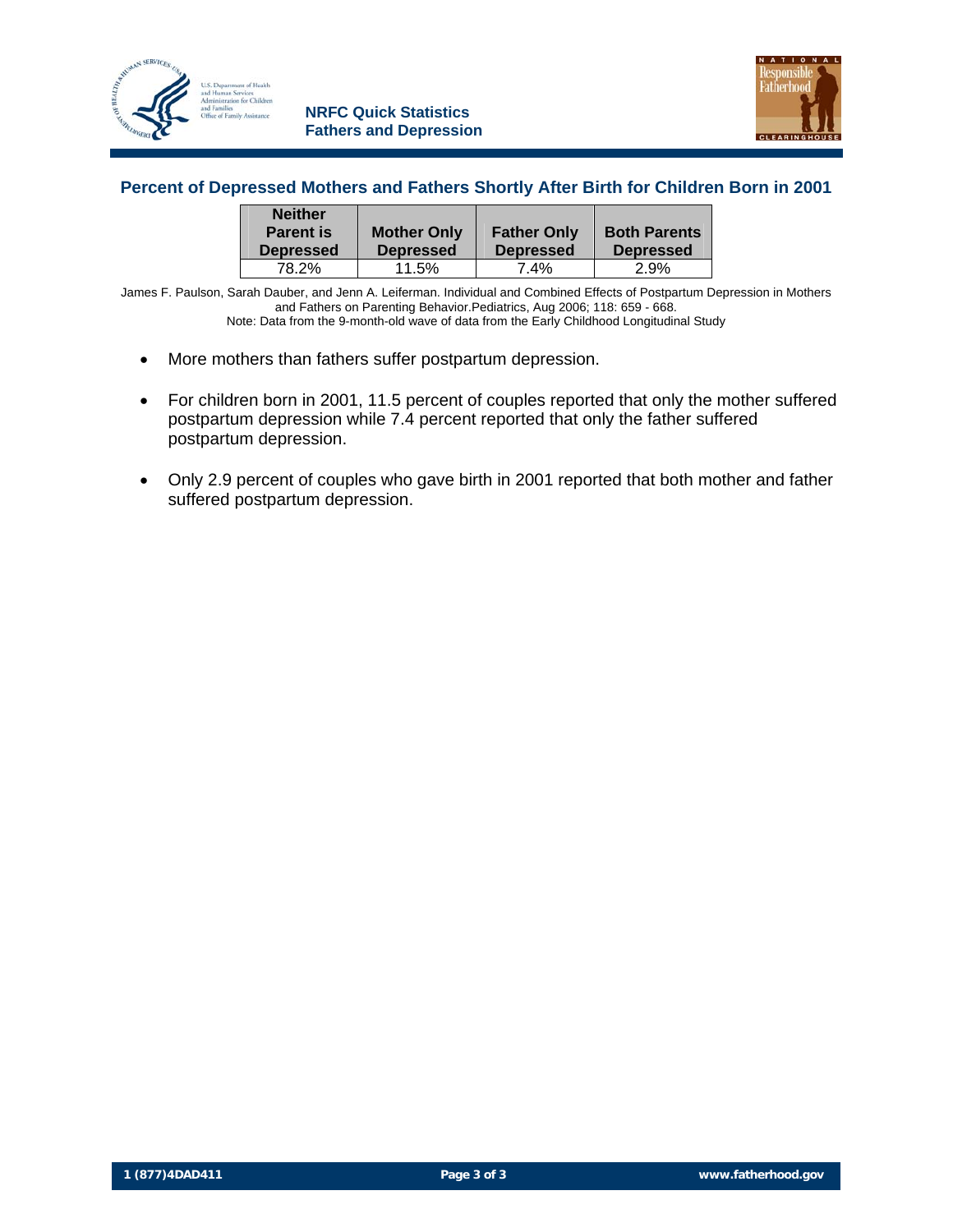## Percent of Depressed Mothers and Fathers Shortly After Birth for Children Born in 2001

| Neither Parent is Depressed | Mother Only Depressed | Father Only Depressed | Both Parents Depressed |
|---|---|---|---|
| 78.2% | 11.5% | 7.4% | 2.9% |

James F. Paulson, Sarah Dauber, and Jenn A. Leiferman. Individual and Combined Effects of Postpartum Depression in Mothers and Fathers on Parenting Behavior.Pediatrics, Aug 2006; 118: 659 - 668.
Note: Data from the 9-month-old wave of data from the Early Childhood Longitudinal Study

- More mothers than fathers suffer postpartum depression.
- For children born in 2001, 11.5 percent of couples reported that only the mother suffered postpartum depression while 7.4 percent reported that only the father suffered postpartum depression.
- Only 2.9 percent of couples who gave birth in 2001 reported that both mother and father suffered postpartum depression.